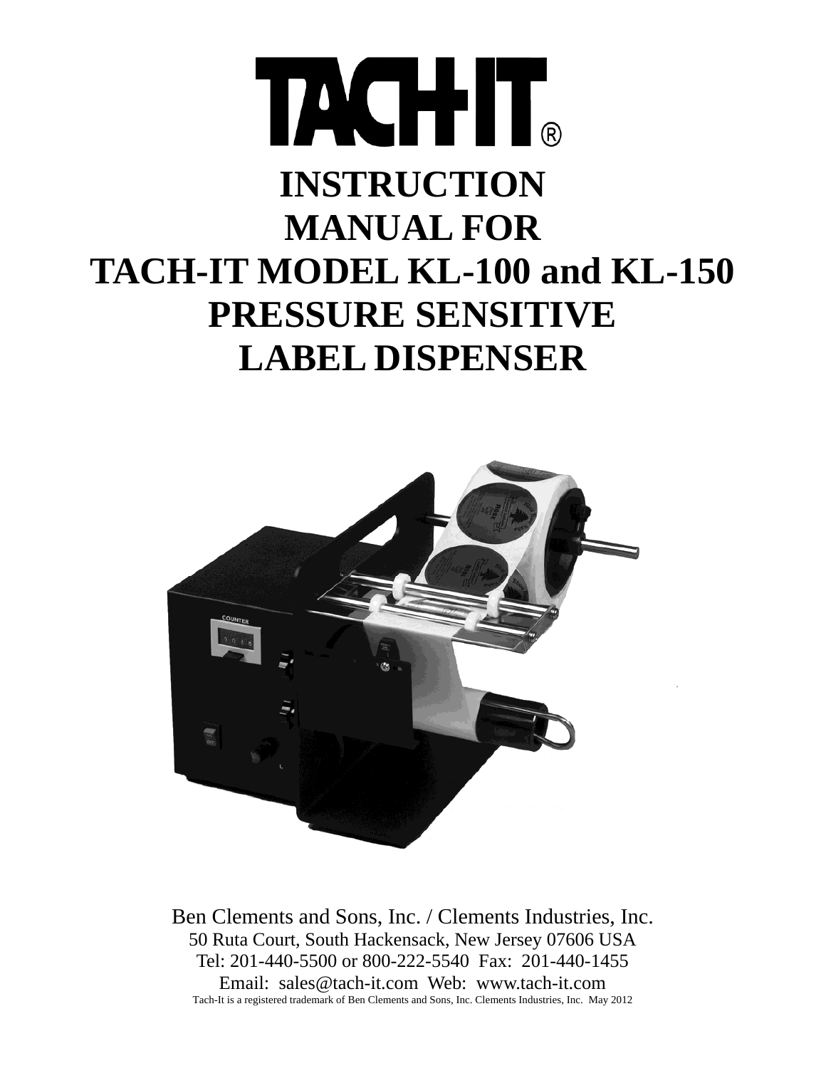# TACH-IT®

# INSTRUCTION MANUAL FOR TACH-IT MODEL KL-100 and KL-150 PRESSURE SENSITIVE LABEL DISPENSER

Ben Clements and Sons, Inc. / Clements Industries, Inc.
50 Ruta Court, South Hackensack, New Jersey 07606 USA
Tel: 201-440-5500 or 800-222-5540 Fax: 201-440-1455
Email: sales@tach-it.com Web: www.tach-it.com
Tach-It is a registered trademark of Ben Clements and Sons, Inc. Clements Industries, Inc. May 2012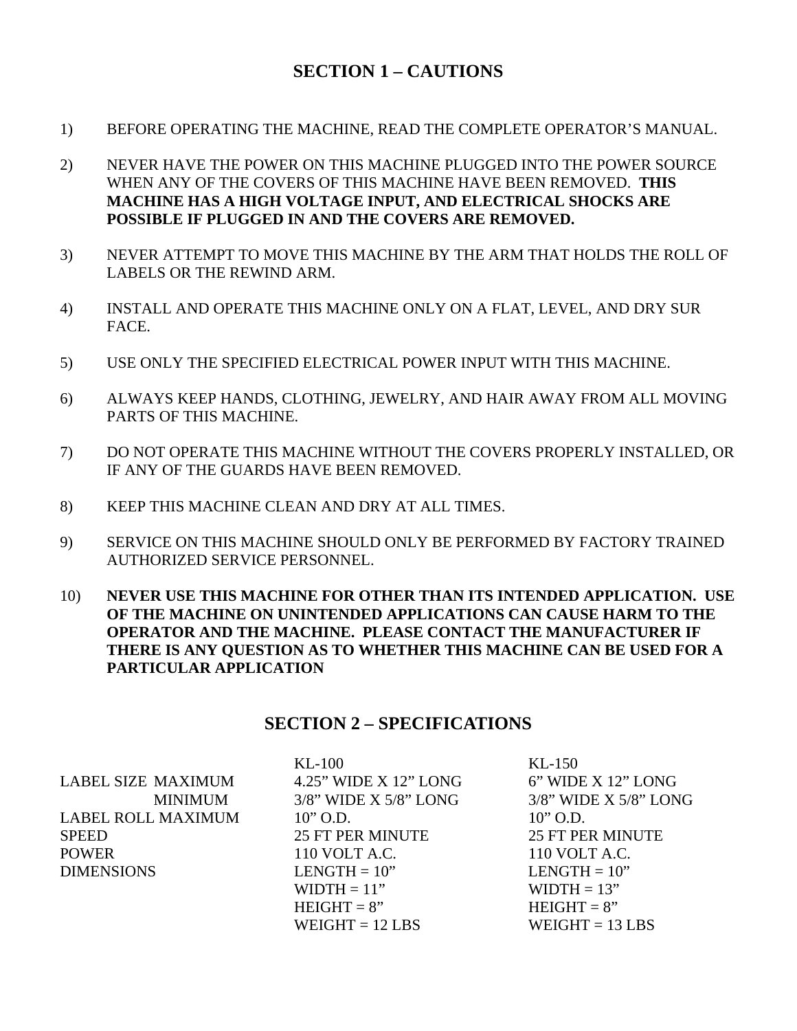## SECTION 1 – CAUTIONS

1) BEFORE OPERATING THE MACHINE, READ THE COMPLETE OPERATOR'S MANUAL.

2) NEVER HAVE THE POWER ON THIS MACHINE PLUGGED INTO THE POWER SOURCE WHEN ANY OF THE COVERS OF THIS MACHINE HAVE BEEN REMOVED. **THIS MACHINE HAS A HIGH VOLTAGE INPUT, AND ELECTRICAL SHOCKS ARE POSSIBLE IF PLUGGED IN AND THE COVERS ARE REMOVED.**

3) NEVER ATTEMPT TO MOVE THIS MACHINE BY THE ARM THAT HOLDS THE ROLL OF LABELS OR THE REWIND ARM.

4) INSTALL AND OPERATE THIS MACHINE ONLY ON A FLAT, LEVEL, AND DRY SUR FACE.

5) USE ONLY THE SPECIFIED ELECTRICAL POWER INPUT WITH THIS MACHINE.

6) ALWAYS KEEP HANDS, CLOTHING, JEWELRY, AND HAIR AWAY FROM ALL MOVING PARTS OF THIS MACHINE.

7) DO NOT OPERATE THIS MACHINE WITHOUT THE COVERS PROPERLY INSTALLED, OR IF ANY OF THE GUARDS HAVE BEEN REMOVED.

8) KEEP THIS MACHINE CLEAN AND DRY AT ALL TIMES.

9) SERVICE ON THIS MACHINE SHOULD ONLY BE PERFORMED BY FACTORY TRAINED AUTHORIZED SERVICE PERSONNEL.

10) **NEVER USE THIS MACHINE FOR OTHER THAN ITS INTENDED APPLICATION. USE OF THE MACHINE ON UNINTENDED APPLICATIONS CAN CAUSE HARM TO THE OPERATOR AND THE MACHINE. PLEASE CONTACT THE MANUFACTURER IF THERE IS ANY QUESTION AS TO WHETHER THIS MACHINE CAN BE USED FOR A PARTICULAR APPLICATION**

## SECTION 2 – SPECIFICATIONS

| | KL-100 | KL-150 |
|---|---|---|
| LABEL SIZE MAXIMUM | 4.25" WIDE X 12" LONG | 6" WIDE X 12" LONG |
| MINIMUM | 3/8" WIDE X 5/8" LONG | 3/8" WIDE X 5/8" LONG |
| LABEL ROLL MAXIMUM | 10" O.D. | 10" O.D. |
| SPEED | 25 FT PER MINUTE | 25 FT PER MINUTE |
| POWER | 110 VOLT A.C. | 110 VOLT A.C. |
| DIMENSIONS | LENGTH = 10" | LENGTH = 10" |
| | WIDTH = 11" | WIDTH = 13" |
| | HEIGHT = 8" | HEIGHT = 8" |
| | WEIGHT = 12 LBS | WEIGHT = 13 LBS |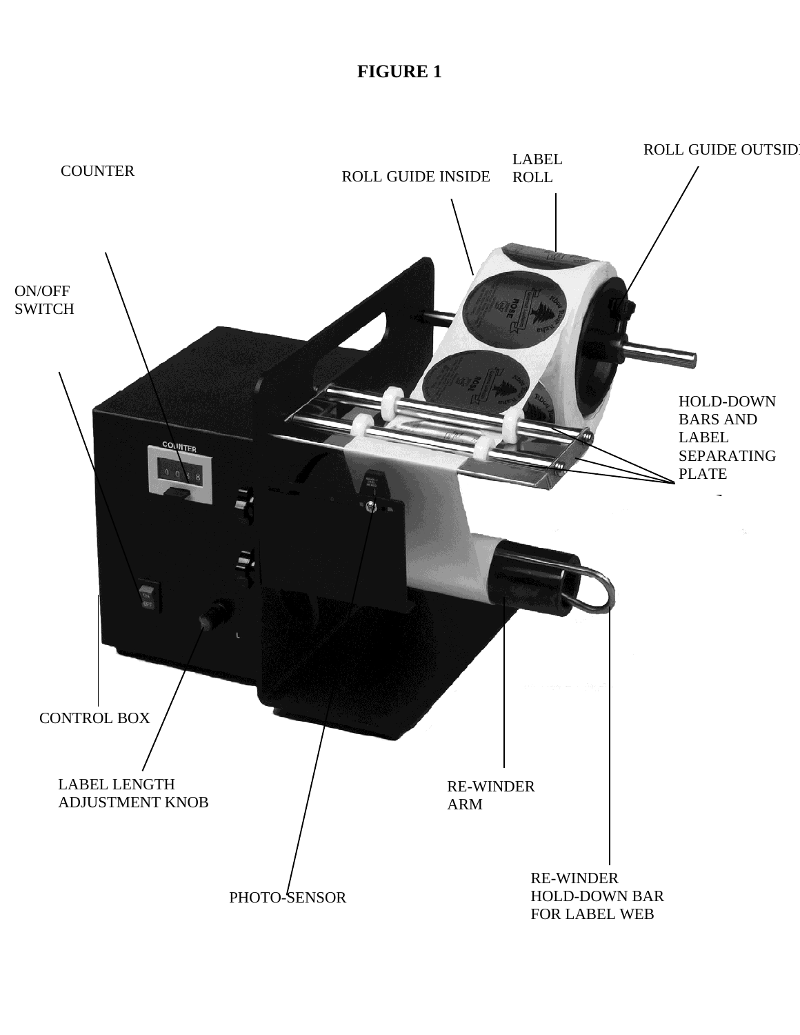# FIGURE 1

COUNTER

ROLL GUIDE INSIDE

LABEL ROLL

ROLL GUIDE OUTSIDE

ON/OFF SWITCH

HOLD-DOWN BARS AND LABEL SEPARATING PLATE

CONTROL BOX

LABEL LENGTH ADJUSTMENT KNOB

RE-WINDER ARM

RE-WINDER HOLD-DOWN BAR FOR LABEL WEB

PHOTO-SENSOR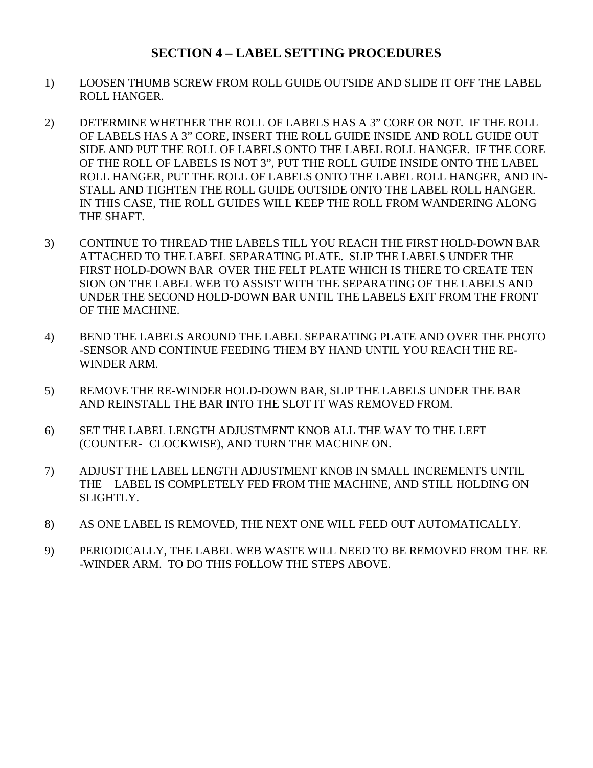# SECTION 4 – LABEL SETTING PROCEDURES

1) LOOSEN THUMB SCREW FROM ROLL GUIDE OUTSIDE AND SLIDE IT OFF THE LABEL ROLL HANGER.

2) DETERMINE WHETHER THE ROLL OF LABELS HAS A 3" CORE OR NOT. IF THE ROLL OF LABELS HAS A 3" CORE, INSERT THE ROLL GUIDE INSIDE AND ROLL GUIDE OUT SIDE AND PUT THE ROLL OF LABELS ONTO THE LABEL ROLL HANGER. IF THE CORE OF THE ROLL OF LABELS IS NOT 3", PUT THE ROLL GUIDE INSIDE ONTO THE LABEL ROLL HANGER, PUT THE ROLL OF LABELS ONTO THE LABEL ROLL HANGER, AND INSTALL AND TIGHTEN THE ROLL GUIDE OUTSIDE ONTO THE LABEL ROLL HANGER. IN THIS CASE, THE ROLL GUIDES WILL KEEP THE ROLL FROM WANDERING ALONG THE SHAFT.

3) CONTINUE TO THREAD THE LABELS TILL YOU REACH THE FIRST HOLD-DOWN BAR ATTACHED TO THE LABEL SEPARATING PLATE. SLIP THE LABELS UNDER THE FIRST HOLD-DOWN BAR OVER THE FELT PLATE WHICH IS THERE TO CREATE TENSION ON THE LABEL WEB TO ASSIST WITH THE SEPARATING OF THE LABELS AND UNDER THE SECOND HOLD-DOWN BAR UNTIL THE LABELS EXIT FROM THE FRONT OF THE MACHINE.

4) BEND THE LABELS AROUND THE LABEL SEPARATING PLATE AND OVER THE PHOTO-SENSOR AND CONTINUE FEEDING THEM BY HAND UNTIL YOU REACH THE RE-WINDER ARM.

5) REMOVE THE RE-WINDER HOLD-DOWN BAR, SLIP THE LABELS UNDER THE BAR AND REINSTALL THE BAR INTO THE SLOT IT WAS REMOVED FROM.

6) SET THE LABEL LENGTH ADJUSTMENT KNOB ALL THE WAY TO THE LEFT (COUNTER- CLOCKWISE), AND TURN THE MACHINE ON.

7) ADJUST THE LABEL LENGTH ADJUSTMENT KNOB IN SMALL INCREMENTS UNTIL THE LABEL IS COMPLETELY FED FROM THE MACHINE, AND STILL HOLDING ON SLIGHTLY.

8) AS ONE LABEL IS REMOVED, THE NEXT ONE WILL FEED OUT AUTOMATICALLY.

9) PERIODICALLY, THE LABEL WEB WASTE WILL NEED TO BE REMOVED FROM THE RE-WINDER ARM. TO DO THIS FOLLOW THE STEPS ABOVE.